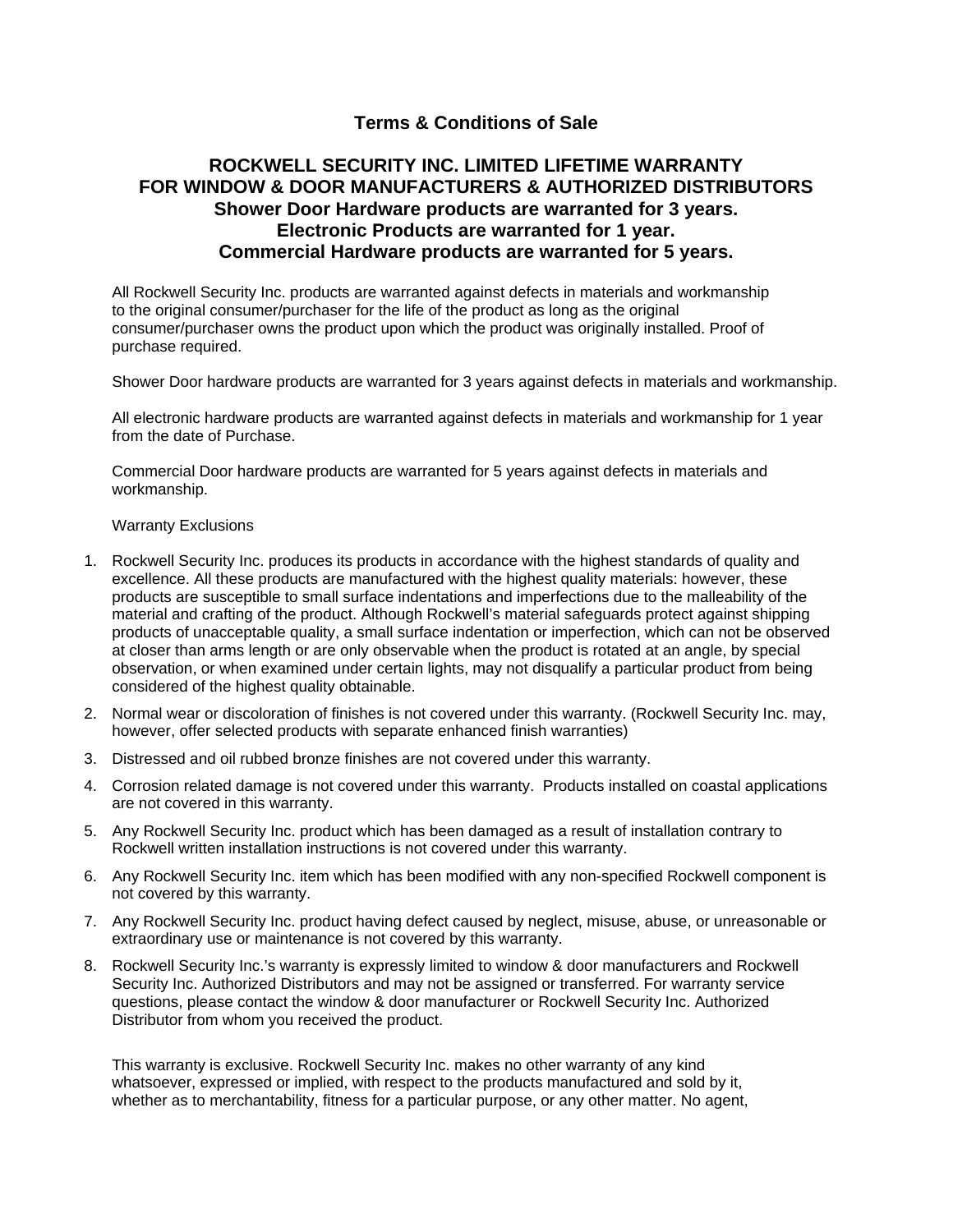## Terms & Conditions of Sale

## ROCKWELL SECURITY INC. LIMITED LIFETIME WARRANTY FOR WINDOW & DOOR MANUFACTURERS & AUTHORIZED DISTRIBUTORS

**Shower Door Hardware products are warranted for 3 years.**
**Electronic Products are warranted for 1 year.**
**Commercial Hardware products are warranted for 5 years.**

All Rockwell Security Inc. products are warranted against defects in materials and workmanship to the original consumer/purchaser for the life of the product as long as the original consumer/purchaser owns the product upon which the product was originally installed. Proof of purchase required.

Shower Door hardware products are warranted for 3 years against defects in materials and workmanship.

All electronic hardware products are warranted against defects in materials and workmanship for 1 year from the date of Purchase.

Commercial Door hardware products are warranted for 5 years against defects in materials and workmanship.

Warranty Exclusions

1. Rockwell Security Inc. produces its products in accordance with the highest standards of quality and excellence. All these products are manufactured with the highest quality materials: however, these products are susceptible to small surface indentations and imperfections due to the malleability of the material and crafting of the product. Although Rockwell's material safeguards protect against shipping products of unacceptable quality, a small surface indentation or imperfection, which can not be observed at closer than arms length or are only observable when the product is rotated at an angle, by special observation, or when examined under certain lights, may not disqualify a particular product from being considered of the highest quality obtainable.
2. Normal wear or discoloration of finishes is not covered under this warranty. (Rockwell Security Inc. may, however, offer selected products with separate enhanced finish warranties)
3. Distressed and oil rubbed bronze finishes are not covered under this warranty.
4. Corrosion related damage is not covered under this warranty. Products installed on coastal applications are not covered in this warranty.
5. Any Rockwell Security Inc. product which has been damaged as a result of installation contrary to Rockwell written installation instructions is not covered under this warranty.
6. Any Rockwell Security Inc. item which has been modified with any non-specified Rockwell component is not covered by this warranty.
7. Any Rockwell Security Inc. product having defect caused by neglect, misuse, abuse, or unreasonable or extraordinary use or maintenance is not covered by this warranty.
8. Rockwell Security Inc.'s warranty is expressly limited to window & door manufacturers and Rockwell Security Inc. Authorized Distributors and may not be assigned or transferred. For warranty service questions, please contact the window & door manufacturer or Rockwell Security Inc. Authorized Distributor from whom you received the product.

This warranty is exclusive. Rockwell Security Inc. makes no other warranty of any kind whatsoever, expressed or implied, with respect to the products manufactured and sold by it, whether as to merchantability, fitness for a particular purpose, or any other matter. No agent,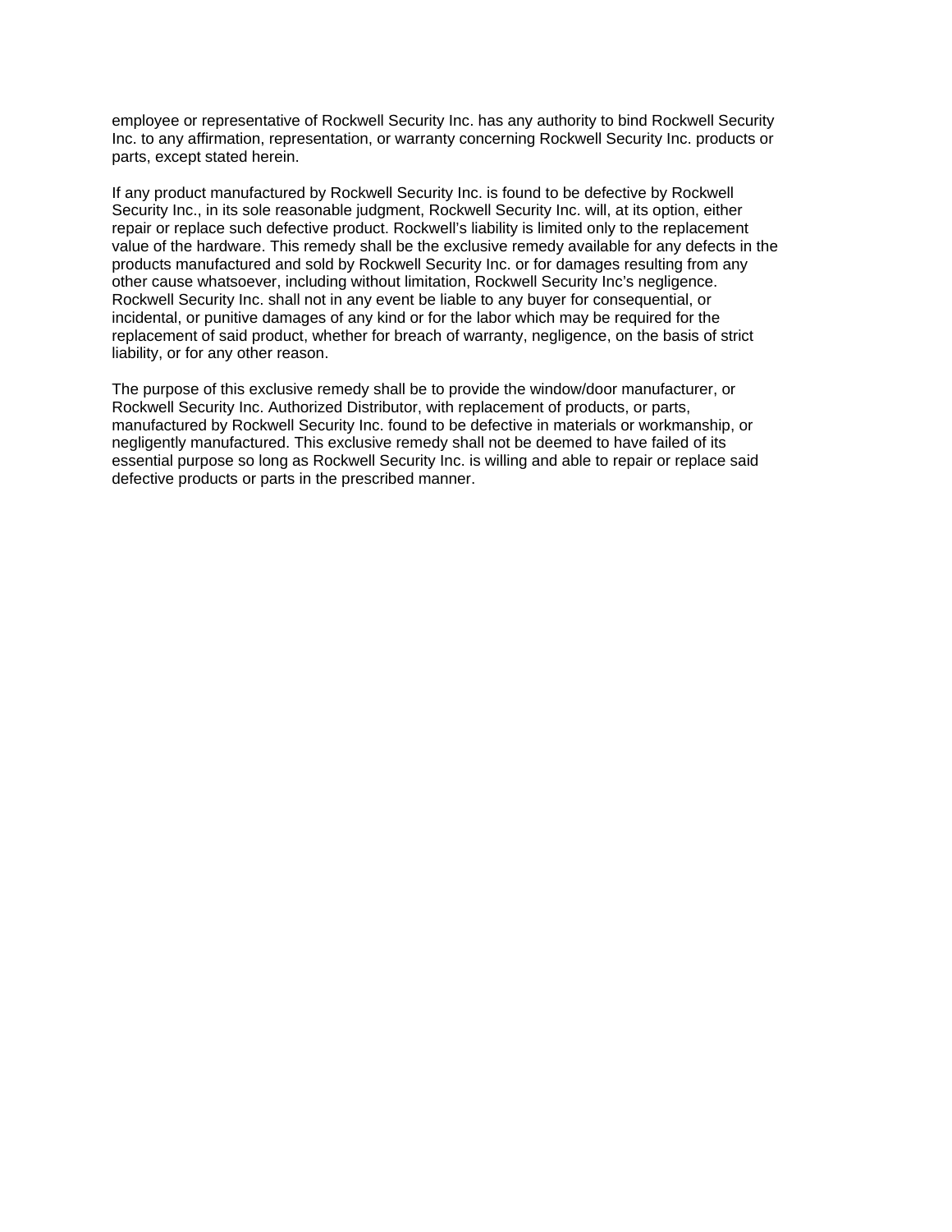employee or representative of Rockwell Security Inc. has any authority to bind Rockwell Security Inc. to any affirmation, representation, or warranty concerning Rockwell Security Inc. products or parts, except stated herein.

If any product manufactured by Rockwell Security Inc. is found to be defective by Rockwell Security Inc., in its sole reasonable judgment, Rockwell Security Inc. will, at its option, either repair or replace such defective product. Rockwell's liability is limited only to the replacement value of the hardware. This remedy shall be the exclusive remedy available for any defects in the products manufactured and sold by Rockwell Security Inc. or for damages resulting from any other cause whatsoever, including without limitation, Rockwell Security Inc's negligence. Rockwell Security Inc. shall not in any event be liable to any buyer for consequential, or incidental, or punitive damages of any kind or for the labor which may be required for the replacement of said product, whether for breach of warranty, negligence, on the basis of strict liability, or for any other reason.

The purpose of this exclusive remedy shall be to provide the window/door manufacturer, or Rockwell Security Inc. Authorized Distributor, with replacement of products, or parts, manufactured by Rockwell Security Inc. found to be defective in materials or workmanship, or negligently manufactured. This exclusive remedy shall not be deemed to have failed of its essential purpose so long as Rockwell Security Inc. is willing and able to repair or replace said defective products or parts in the prescribed manner.